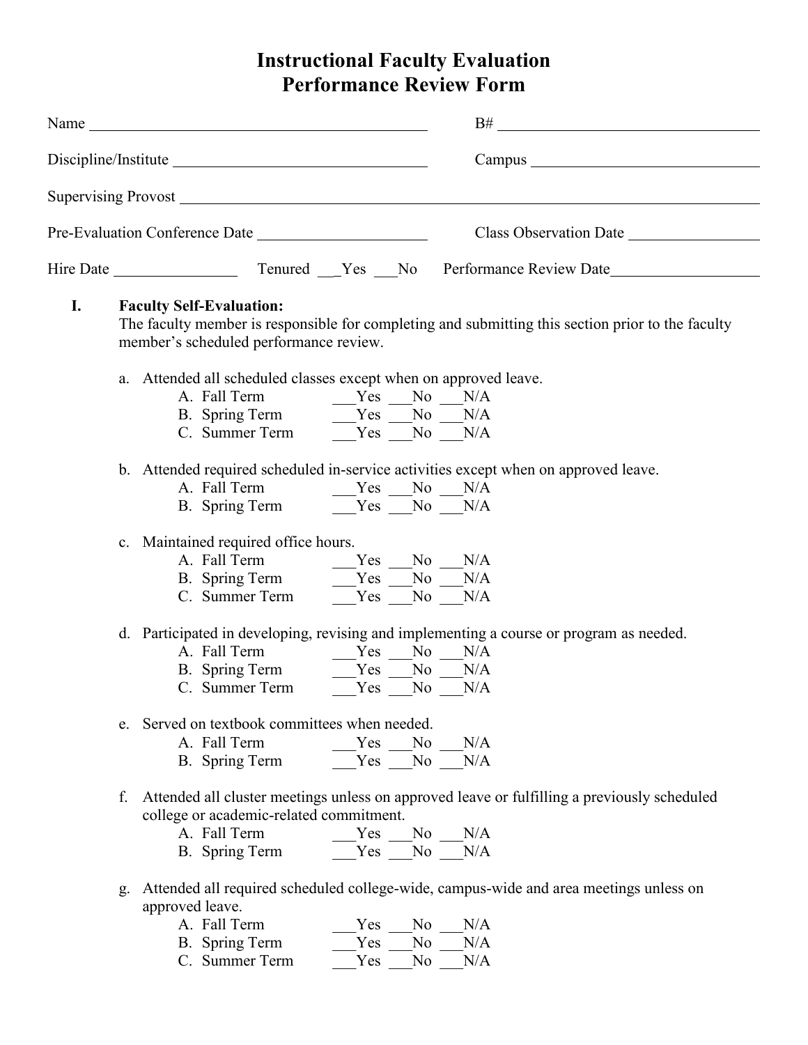# Instructional Faculty Evaluation
# Performance Review Form

Name ____________________________________________ B# ________________________________

Discipline/Institute ________________________________ Campus ____________________________

Supervising Provost ________________________________________________________________

Pre-Evaluation Conference Date ______________________ Class Observation Date ________________

Hire Date _______________ Tenured ___Yes ___No Performance Review Date__________________

**I. Faculty Self-Evaluation:**

The faculty member is responsible for completing and submitting this section prior to the faculty member's scheduled performance review.

a. Attended all scheduled classes except when on approved leave.
   - A. Fall Term ___Yes ___No ___N/A
   - B. Spring Term ___Yes ___No ___N/A
   - C. Summer Term ___Yes ___No ___N/A

b. Attended required scheduled in-service activities except when on approved leave.
   - A. Fall Term ___Yes ___No ___N/A
   - B. Spring Term ___Yes ___No ___N/A

c. Maintained required office hours.
   - A. Fall Term ___Yes ___No ___N/A
   - B. Spring Term ___Yes ___No ___N/A
   - C. Summer Term ___Yes ___No ___N/A

d. Participated in developing, revising and implementing a course or program as needed.
   - A. Fall Term ___Yes ___No ___N/A
   - B. Spring Term ___Yes ___No ___N/A
   - C. Summer Term ___Yes ___No ___N/A

e. Served on textbook committees when needed.
   - A. Fall Term ___Yes ___No ___N/A
   - B. Spring Term ___Yes ___No ___N/A

f. Attended all cluster meetings unless on approved leave or fulfilling a previously scheduled college or academic-related commitment.
   - A. Fall Term ___Yes ___No ___N/A
   - B. Spring Term ___Yes ___No ___N/A

g. Attended all required scheduled college-wide, campus-wide and area meetings unless on approved leave.
   - A. Fall Term ___Yes ___No ___N/A
   - B. Spring Term ___Yes ___No ___N/A
   - C. Summer Term ___Yes ___No ___N/A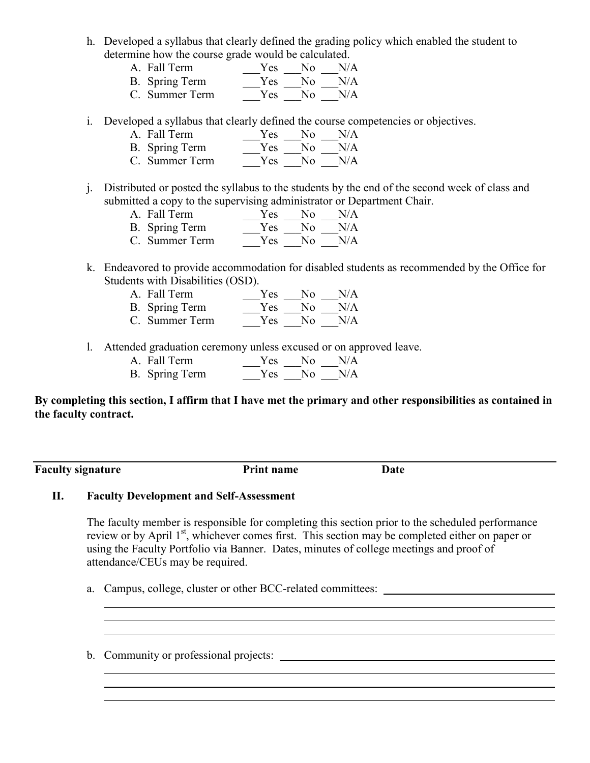h. Developed a syllabus that clearly defined the grading policy which enabled the student to determine how the course grade would be calculated.
   A. Fall Term ___Yes ___No ___N/A
   B. Spring Term ___Yes ___No ___N/A
   C. Summer Term ___Yes ___No ___N/A

i. Developed a syllabus that clearly defined the course competencies or objectives.
   A. Fall Term ___Yes ___No ___N/A
   B. Spring Term ___Yes ___No ___N/A
   C. Summer Term ___Yes ___No ___N/A

j. Distributed or posted the syllabus to the students by the end of the second week of class and submitted a copy to the supervising administrator or Department Chair.
   A. Fall Term ___Yes ___No ___N/A
   B. Spring Term ___Yes ___No ___N/A
   C. Summer Term ___Yes ___No ___N/A

k. Endeavored to provide accommodation for disabled students as recommended by the Office for Students with Disabilities (OSD).
   A. Fall Term ___Yes ___No ___N/A
   B. Spring Term ___Yes ___No ___N/A
   C. Summer Term ___Yes ___No ___N/A

l. Attended graduation ceremony unless excused or on approved leave.
   A. Fall Term ___Yes ___No ___N/A
   B. Spring Term ___Yes ___No ___N/A

**By completing this section, I affirm that I have met the primary and other responsibilities as contained in the faculty contract.**

_______________________________________________________________________________

**Faculty signature** **Print name** **Date**

## II. Faculty Development and Self-Assessment

The faculty member is responsible for completing this section prior to the scheduled performance review or by April 1st, whichever comes first. This section may be completed either on paper or using the Faculty Portfolio via Banner. Dates, minutes of college meetings and proof of attendance/CEUs may be required.

a. Campus, college, cluster or other BCC-related committees: ________________________________

_______________________________________________________________________________

_______________________________________________________________________________

_______________________________________________________________________________

b. Community or professional projects: ________________________________

_______________________________________________________________________________

_______________________________________________________________________________

_______________________________________________________________________________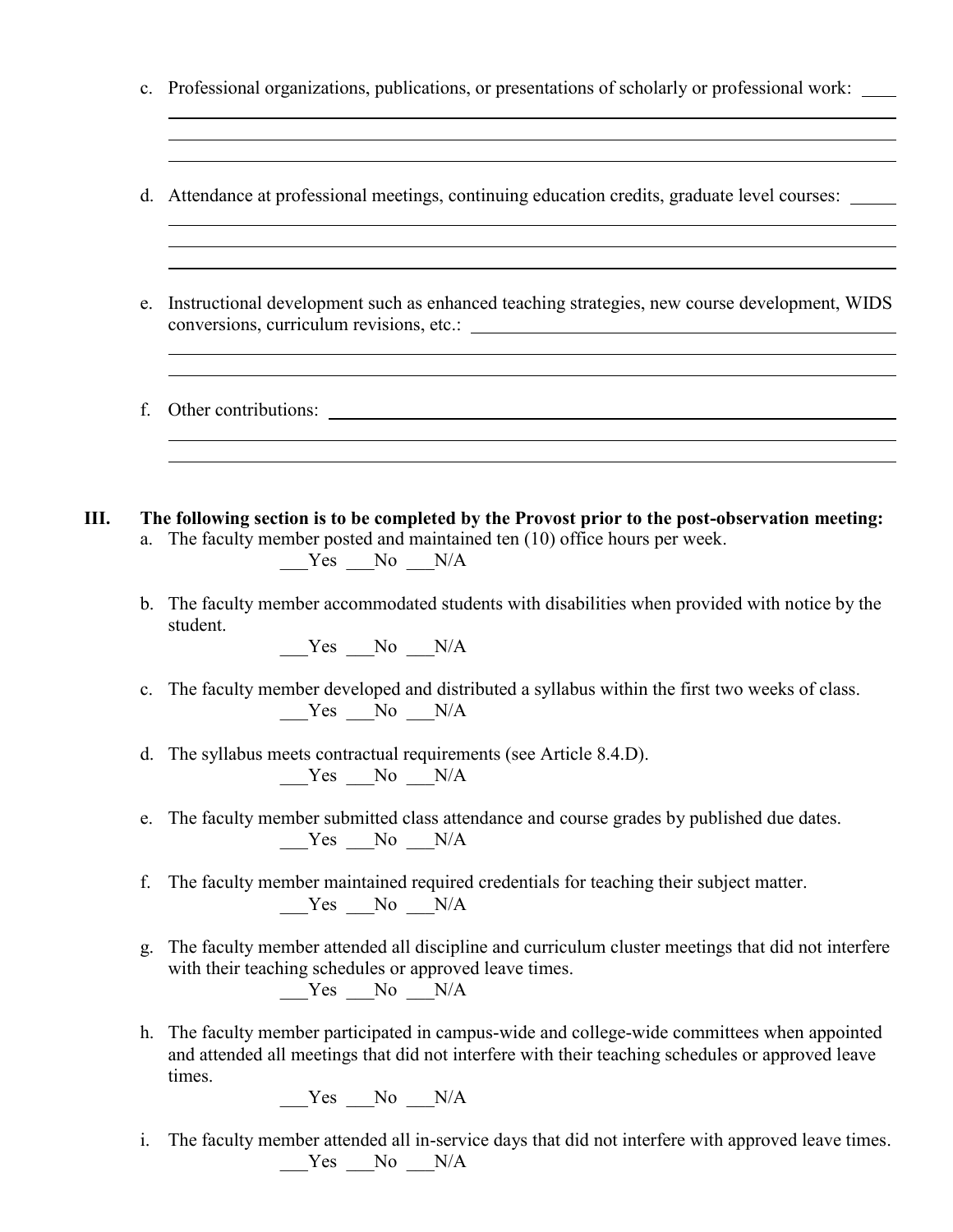c. Professional organizations, publications, or presentations of scholarly or professional work: \_\_\_\_

\_\_\_\_\_\_\_\_\_\_\_\_\_\_\_\_\_\_\_\_\_\_\_\_\_\_\_\_\_\_\_\_\_\_\_\_\_\_\_\_\_\_\_\_\_\_\_\_\_\_\_\_\_\_\_\_\_\_\_\_\_\_\_\_\_\_\_\_\_\_\_\_

\_\_\_\_\_\_\_\_\_\_\_\_\_\_\_\_\_\_\_\_\_\_\_\_\_\_\_\_\_\_\_\_\_\_\_\_\_\_\_\_\_\_\_\_\_\_\_\_\_\_\_\_\_\_\_\_\_\_\_\_\_\_\_\_\_\_\_\_\_\_\_\_

\_\_\_\_\_\_\_\_\_\_\_\_\_\_\_\_\_\_\_\_\_\_\_\_\_\_\_\_\_\_\_\_\_\_\_\_\_\_\_\_\_\_\_\_\_\_\_\_\_\_\_\_\_\_\_\_\_\_\_\_\_\_\_\_\_\_\_\_\_\_\_\_

d. Attendance at professional meetings, continuing education credits, graduate level courses: \_\_\_\_\_

\_\_\_\_\_\_\_\_\_\_\_\_\_\_\_\_\_\_\_\_\_\_\_\_\_\_\_\_\_\_\_\_\_\_\_\_\_\_\_\_\_\_\_\_\_\_\_\_\_\_\_\_\_\_\_\_\_\_\_\_\_\_\_\_\_\_\_\_\_\_\_\_

\_\_\_\_\_\_\_\_\_\_\_\_\_\_\_\_\_\_\_\_\_\_\_\_\_\_\_\_\_\_\_\_\_\_\_\_\_\_\_\_\_\_\_\_\_\_\_\_\_\_\_\_\_\_\_\_\_\_\_\_\_\_\_\_\_\_\_\_\_\_\_\_

\_\_\_\_\_\_\_\_\_\_\_\_\_\_\_\_\_\_\_\_\_\_\_\_\_\_\_\_\_\_\_\_\_\_\_\_\_\_\_\_\_\_\_\_\_\_\_\_\_\_\_\_\_\_\_\_\_\_\_\_\_\_\_\_\_\_\_\_\_\_\_\_

e. Instructional development such as enhanced teaching strategies, new course development, WIDS conversions, curriculum revisions, etc.: \_\_\_\_\_\_\_\_\_\_\_\_\_\_\_\_\_\_\_\_\_\_\_\_\_\_\_\_\_\_\_\_\_\_\_\_\_\_\_\_\_\_

\_\_\_\_\_\_\_\_\_\_\_\_\_\_\_\_\_\_\_\_\_\_\_\_\_\_\_\_\_\_\_\_\_\_\_\_\_\_\_\_\_\_\_\_\_\_\_\_\_\_\_\_\_\_\_\_\_\_\_\_\_\_\_\_\_\_\_\_\_\_\_\_

\_\_\_\_\_\_\_\_\_\_\_\_\_\_\_\_\_\_\_\_\_\_\_\_\_\_\_\_\_\_\_\_\_\_\_\_\_\_\_\_\_\_\_\_\_\_\_\_\_\_\_\_\_\_\_\_\_\_\_\_\_\_\_\_\_\_\_\_\_\_\_\_

f. Other contributions: \_\_\_\_\_\_\_\_\_\_\_\_\_\_\_\_\_\_\_\_\_\_\_\_\_\_\_\_\_\_\_\_\_\_\_\_\_\_\_\_\_\_\_\_\_\_\_\_\_\_\_\_\_\_\_\_

\_\_\_\_\_\_\_\_\_\_\_\_\_\_\_\_\_\_\_\_\_\_\_\_\_\_\_\_\_\_\_\_\_\_\_\_\_\_\_\_\_\_\_\_\_\_\_\_\_\_\_\_\_\_\_\_\_\_\_\_\_\_\_\_\_\_\_\_\_\_\_\_

\_\_\_\_\_\_\_\_\_\_\_\_\_\_\_\_\_\_\_\_\_\_\_\_\_\_\_\_\_\_\_\_\_\_\_\_\_\_\_\_\_\_\_\_\_\_\_\_\_\_\_\_\_\_\_\_\_\_\_\_\_\_\_\_\_\_\_\_\_\_\_\_

## III. The following section is to be completed by the Provost prior to the post-observation meeting:

a. The faculty member posted and maintained ten (10) office hours per week.

\_\_\_Yes \_\_\_No \_\_\_N/A

b. The faculty member accommodated students with disabilities when provided with notice by the student.

\_\_\_Yes \_\_\_No \_\_\_N/A

c. The faculty member developed and distributed a syllabus within the first two weeks of class.

\_\_\_Yes \_\_\_No \_\_\_N/A

d. The syllabus meets contractual requirements (see Article 8.4.D).

\_\_\_Yes \_\_\_No \_\_\_N/A

e. The faculty member submitted class attendance and course grades by published due dates.

\_\_\_Yes \_\_\_No \_\_\_N/A

f. The faculty member maintained required credentials for teaching their subject matter.

\_\_\_Yes \_\_\_No \_\_\_N/A

g. The faculty member attended all discipline and curriculum cluster meetings that did not interfere with their teaching schedules or approved leave times.

\_\_\_Yes \_\_\_No \_\_\_N/A

h. The faculty member participated in campus-wide and college-wide committees when appointed and attended all meetings that did not interfere with their teaching schedules or approved leave times.

\_\_\_Yes \_\_\_No \_\_\_N/A

i. The faculty member attended all in-service days that did not interfere with approved leave times.

\_\_\_Yes \_\_\_No \_\_\_N/A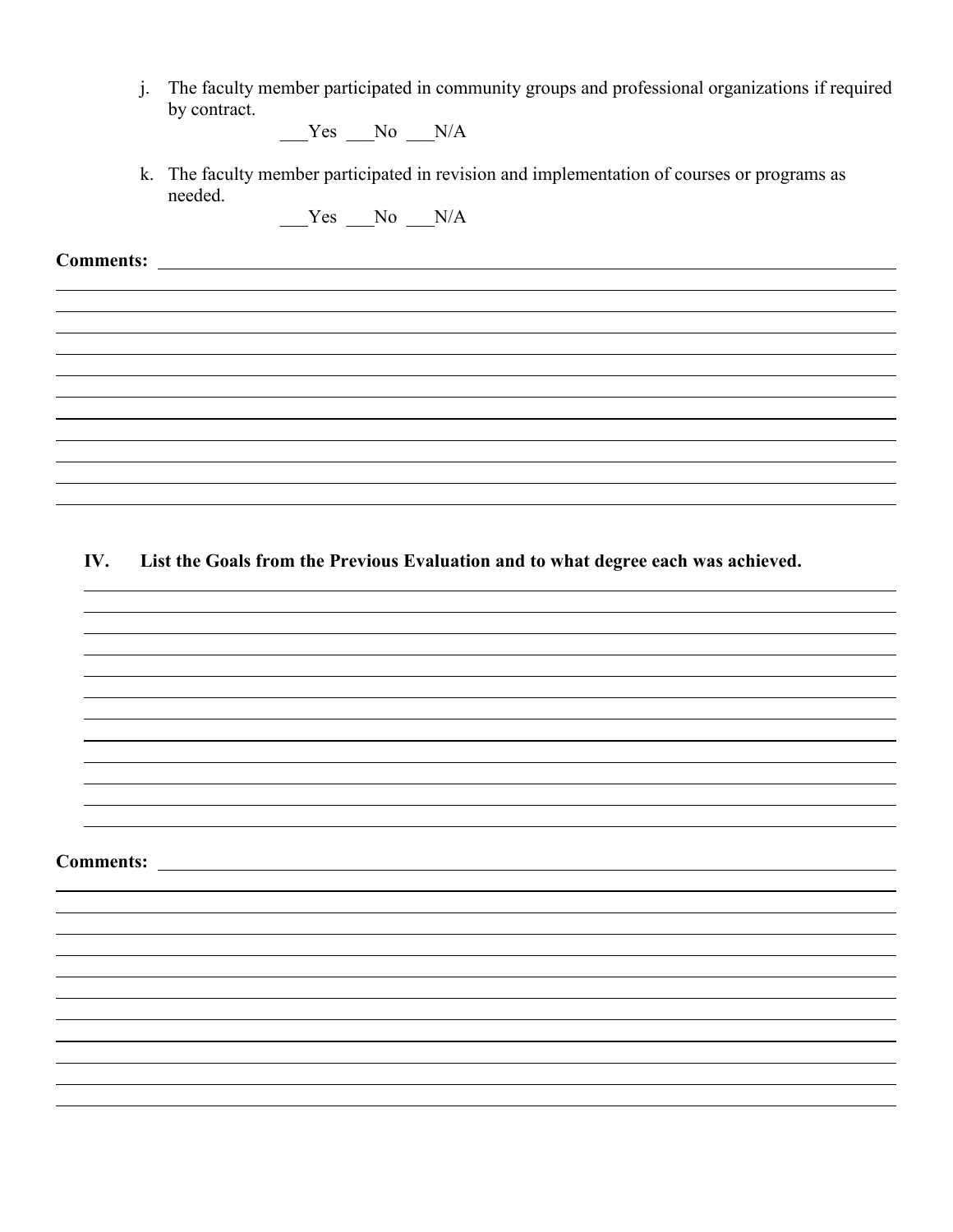j. The faculty member participated in community groups and professional organizations if required by contract.

___Yes ___No ___N/A

k. The faculty member participated in revision and implementation of courses or programs as needed.

___Yes ___No ___N/A

**Comments:** ____________________________________________________________________________

____________________________________________________________________________

____________________________________________________________________________

____________________________________________________________________________

____________________________________________________________________________

____________________________________________________________________________

____________________________________________________________________________

____________________________________________________________________________

____________________________________________________________________________

____________________________________________________________________________

____________________________________________________________________________

## IV. List the Goals from the Previous Evaluation and to what degree each was achieved.

____________________________________________________________________________

____________________________________________________________________________

____________________________________________________________________________

____________________________________________________________________________

____________________________________________________________________________

____________________________________________________________________________

____________________________________________________________________________

____________________________________________________________________________

____________________________________________________________________________

____________________________________________________________________________

____________________________________________________________________________

**Comments:** ____________________________________________________________________________

____________________________________________________________________________

____________________________________________________________________________

____________________________________________________________________________

____________________________________________________________________________

____________________________________________________________________________

____________________________________________________________________________

____________________________________________________________________________

____________________________________________________________________________

____________________________________________________________________________

____________________________________________________________________________

____________________________________________________________________________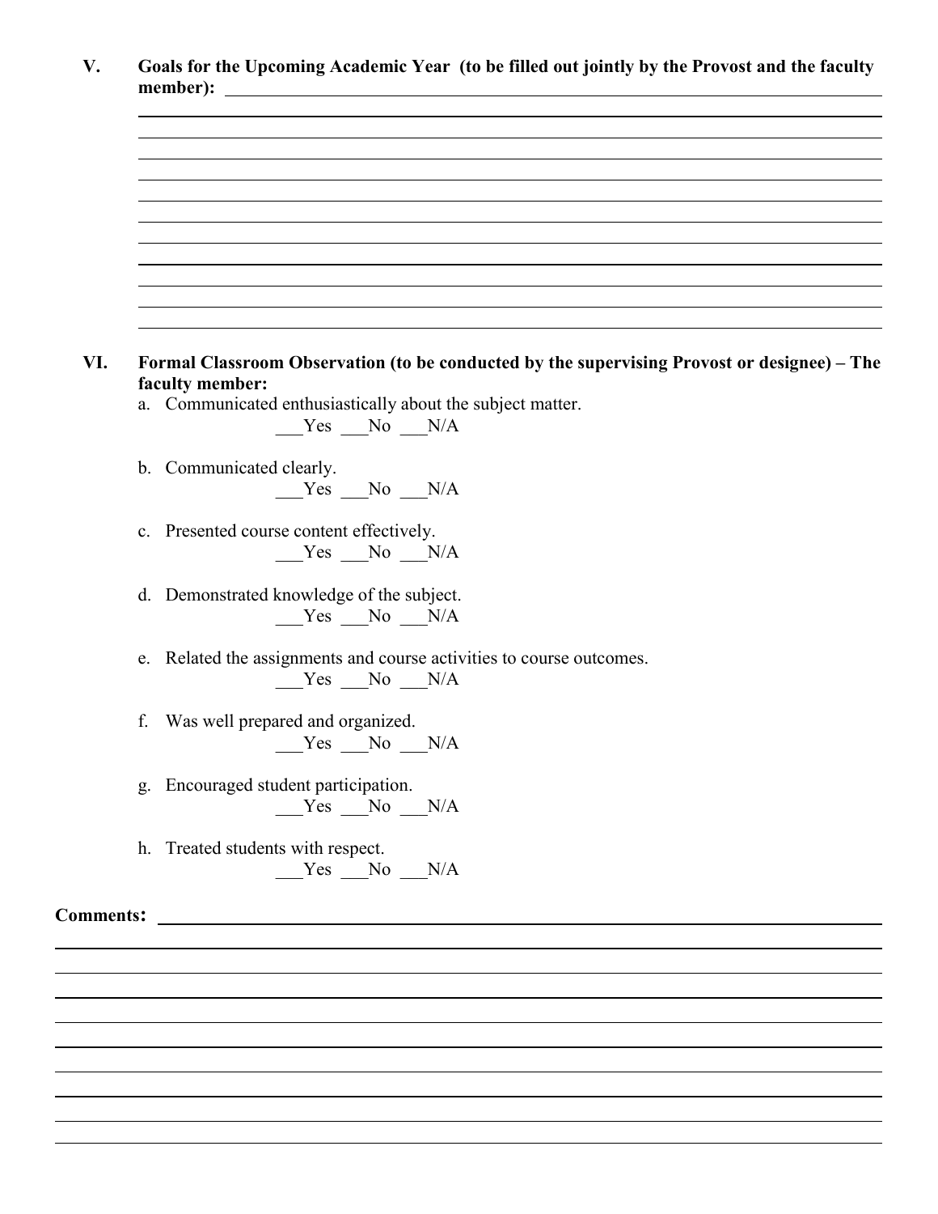**V. Goals for the Upcoming Academic Year (to be filled out jointly by the Provost and the faculty member):** ______________________________________________

______________________________________________________________________

______________________________________________________________________

______________________________________________________________________

______________________________________________________________________

______________________________________________________________________

______________________________________________________________________

______________________________________________________________________

______________________________________________________________________

______________________________________________________________________

______________________________________________________________________

______________________________________________________________________

**VI. Formal Classroom Observation (to be conducted by the supervising Provost or designee) – The faculty member:**

a. Communicated enthusiastically about the subject matter.
   ___Yes ___No ___N/A

b. Communicated clearly.
   ___Yes ___No ___N/A

c. Presented course content effectively.
   ___Yes ___No ___N/A

d. Demonstrated knowledge of the subject.
   ___Yes ___No ___N/A

e. Related the assignments and course activities to course outcomes.
   ___Yes ___No ___N/A

f. Was well prepared and organized.
   ___Yes ___No ___N/A

g. Encouraged student participation.
   ___Yes ___No ___N/A

h. Treated students with respect.
   ___Yes ___No ___N/A

**Comments:** ______________________________________________________________

______________________________________________________________________

______________________________________________________________________

______________________________________________________________________

______________________________________________________________________

______________________________________________________________________

______________________________________________________________________

______________________________________________________________________

______________________________________________________________________

______________________________________________________________________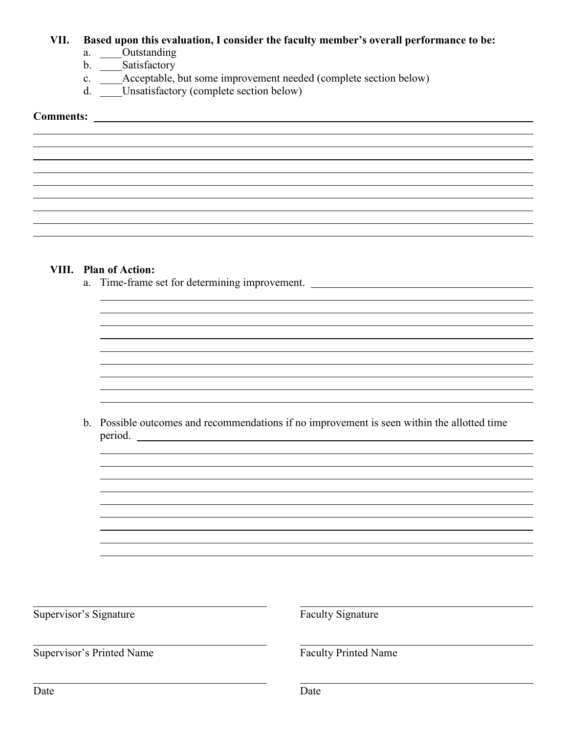**VII. Based upon this evaluation, I consider the faculty member's overall performance to be:**

a. ____Outstanding
b. ____Satisfactory
c. ____Acceptable, but some improvement needed (complete section below)
d. ____Unsatisfactory (complete section below)

**Comments:** ______________________________________________________________

**VIII. Plan of Action:**

a. Time-frame set for determining improvement. ______________________________

b. Possible outcomes and recommendations if no improvement is seen within the allotted time period. ______________________________

______________________________
Supervisor's Signature

______________________________
Faculty Signature

______________________________
Supervisor's Printed Name

______________________________
Faculty Printed Name

______________________________
Date

______________________________
Date